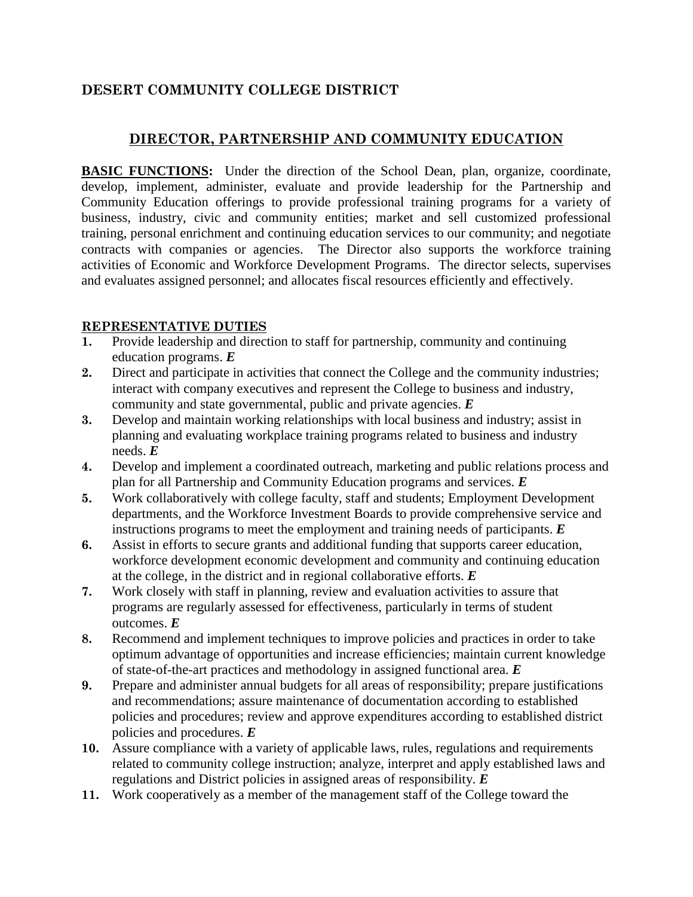## DESERT COMMUNITY COLLEGE DISTRICT

# DIRECTOR, PARTNERSHIP AND COMMUNITY EDUCATION

**BASIC FUNCTIONS:** Under the direction of the School Dean, plan, organize, coordinate, develop, implement, administer, evaluate and provide leadership for the Partnership and Community Education offerings to provide professional training programs for a variety of business, industry, civic and community entities; market and sell customized professional training, personal enrichment and continuing education services to our community; and negotiate contracts with companies or agencies. The Director also supports the workforce training activities of Economic and Workforce Development Programs. The director selects, supervises and evaluates assigned personnel; and allocates fiscal resources efficiently and effectively.

## REPRESENTATIVE DUTIES

1. Provide leadership and direction to staff for partnership, community and continuing education programs. ***E***
2. Direct and participate in activities that connect the College and the community industries; interact with company executives and represent the College to business and industry, community and state governmental, public and private agencies. ***E***
3. Develop and maintain working relationships with local business and industry; assist in planning and evaluating workplace training programs related to business and industry needs. ***E***
4. Develop and implement a coordinated outreach, marketing and public relations process and plan for all Partnership and Community Education programs and services. ***E***
5. Work collaboratively with college faculty, staff and students; Employment Development departments, and the Workforce Investment Boards to provide comprehensive service and instructions programs to meet the employment and training needs of participants. ***E***
6. Assist in efforts to secure grants and additional funding that supports career education, workforce development economic development and community and continuing education at the college, in the district and in regional collaborative efforts. ***E***
7. Work closely with staff in planning, review and evaluation activities to assure that programs are regularly assessed for effectiveness, particularly in terms of student outcomes. ***E***
8. Recommend and implement techniques to improve policies and practices in order to take optimum advantage of opportunities and increase efficiencies; maintain current knowledge of state-of-the-art practices and methodology in assigned functional area. ***E***
9. Prepare and administer annual budgets for all areas of responsibility; prepare justifications and recommendations; assure maintenance of documentation according to established policies and procedures; review and approve expenditures according to established district policies and procedures. ***E***
10. Assure compliance with a variety of applicable laws, rules, regulations and requirements related to community college instruction; analyze, interpret and apply established laws and regulations and District policies in assigned areas of responsibility. ***E***
11. Work cooperatively as a member of the management staff of the College toward the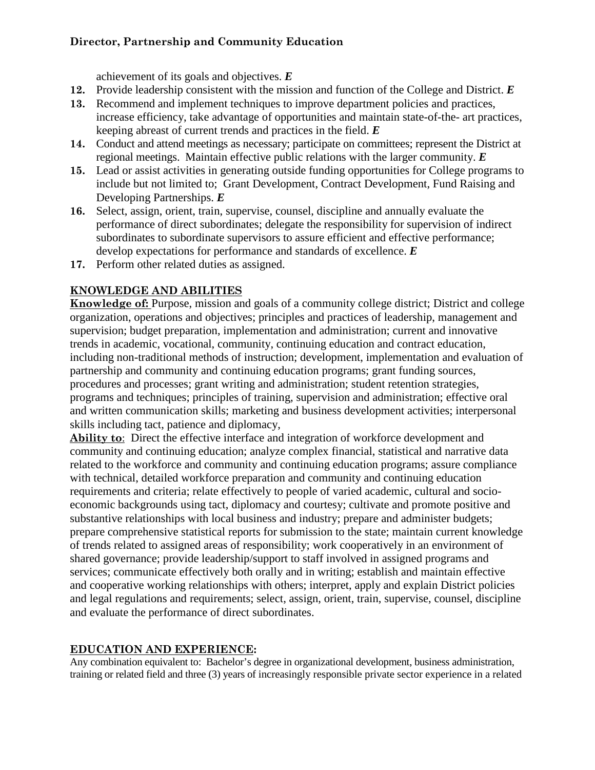achievement of its goals and objectives. ***E***

12. Provide leadership consistent with the mission and function of the College and District. ***E***
13. Recommend and implement techniques to improve department policies and practices, increase efficiency, take advantage of opportunities and maintain state-of-the- art practices, keeping abreast of current trends and practices in the field. ***E***
14. Conduct and attend meetings as necessary; participate on committees; represent the District at regional meetings. Maintain effective public relations with the larger community. ***E***
15. Lead or assist activities in generating outside funding opportunities for College programs to include but not limited to; Grant Development, Contract Development, Fund Raising and Developing Partnerships. ***E***
16. Select, assign, orient, train, supervise, counsel, discipline and annually evaluate the performance of direct subordinates; delegate the responsibility for supervision of indirect subordinates to subordinate supervisors to assure efficient and effective performance; develop expectations for performance and standards of excellence. ***E***
17. Perform other related duties as assigned.

## KNOWLEDGE AND ABILITIES

**Knowledge of:** Purpose, mission and goals of a community college district; District and college organization, operations and objectives; principles and practices of leadership, management and supervision; budget preparation, implementation and administration; current and innovative trends in academic, vocational, community, continuing education and contract education, including non-traditional methods of instruction; development, implementation and evaluation of partnership and community and continuing education programs; grant funding sources, procedures and processes; grant writing and administration; student retention strategies, programs and techniques; principles of training, supervision and administration; effective oral and written communication skills; marketing and business development activities; interpersonal skills including tact, patience and diplomacy,

**Ability to**: Direct the effective interface and integration of workforce development and community and continuing education; analyze complex financial, statistical and narrative data related to the workforce and community and continuing education programs; assure compliance with technical, detailed workforce preparation and community and continuing education requirements and criteria; relate effectively to people of varied academic, cultural and socio-economic backgrounds using tact, diplomacy and courtesy; cultivate and promote positive and substantive relationships with local business and industry; prepare and administer budgets; prepare comprehensive statistical reports for submission to the state; maintain current knowledge of trends related to assigned areas of responsibility; work cooperatively in an environment of shared governance; provide leadership/support to staff involved in assigned programs and services; communicate effectively both orally and in writing; establish and maintain effective and cooperative working relationships with others; interpret, apply and explain District policies and legal regulations and requirements; select, assign, orient, train, supervise, counsel, discipline and evaluate the performance of direct subordinates.

## EDUCATION AND EXPERIENCE:

Any combination equivalent to: Bachelor's degree in organizational development, business administration, training or related field and three (3) years of increasingly responsible private sector experience in a related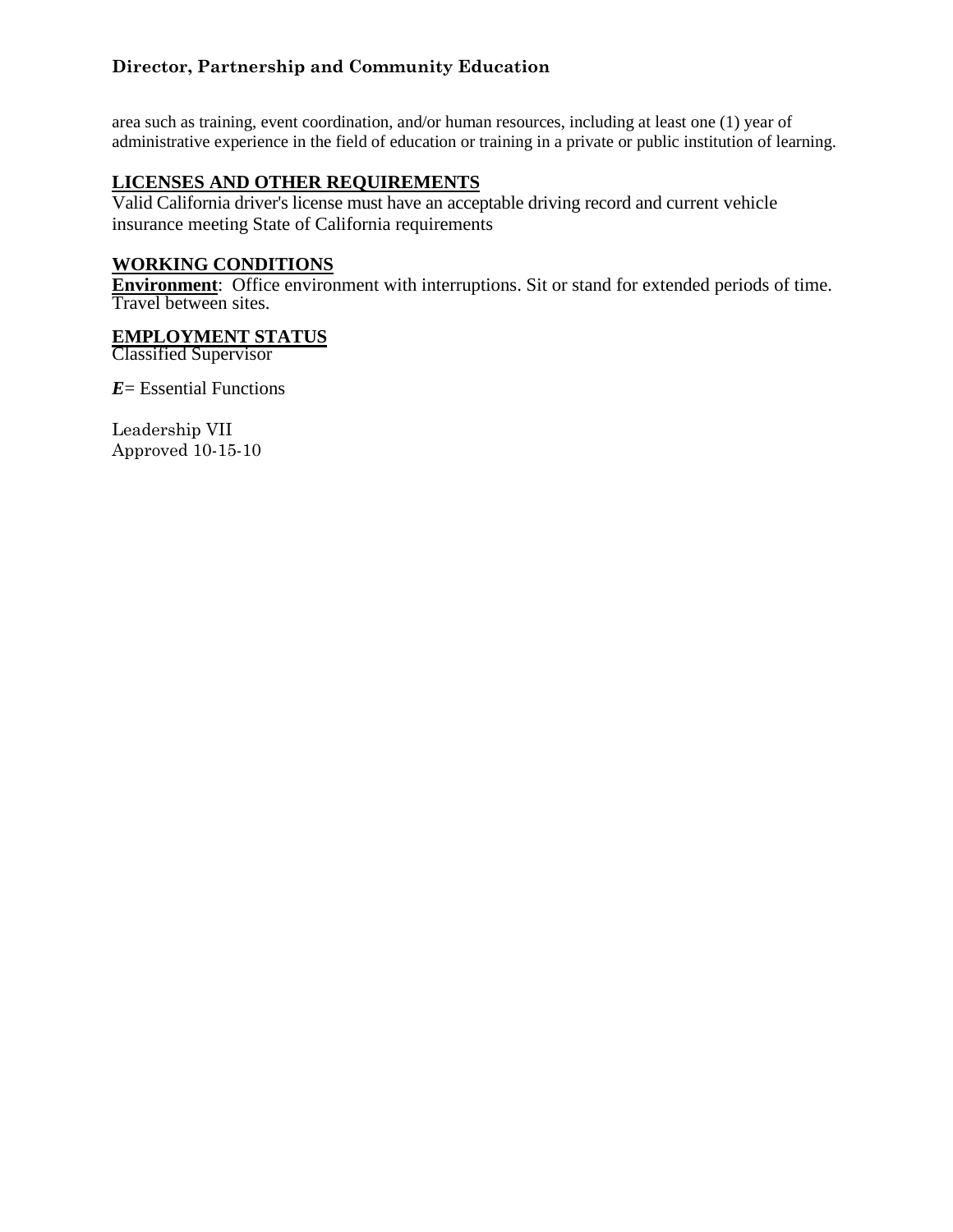area such as training, event coordination, and/or human resources, including at least one (1) year of administrative experience in the field of education or training in a private or public institution of learning.

## LICENSES AND OTHER REQUIREMENTS

Valid California driver's license must have an acceptable driving record and current vehicle insurance meeting State of California requirements

## WORKING CONDITIONS

**Environment**: Office environment with interruptions. Sit or stand for extended periods of time. Travel between sites.

## EMPLOYMENT STATUS

Classified Supervisor

***E***= Essential Functions

Leadership VII
Approved 10-15-10